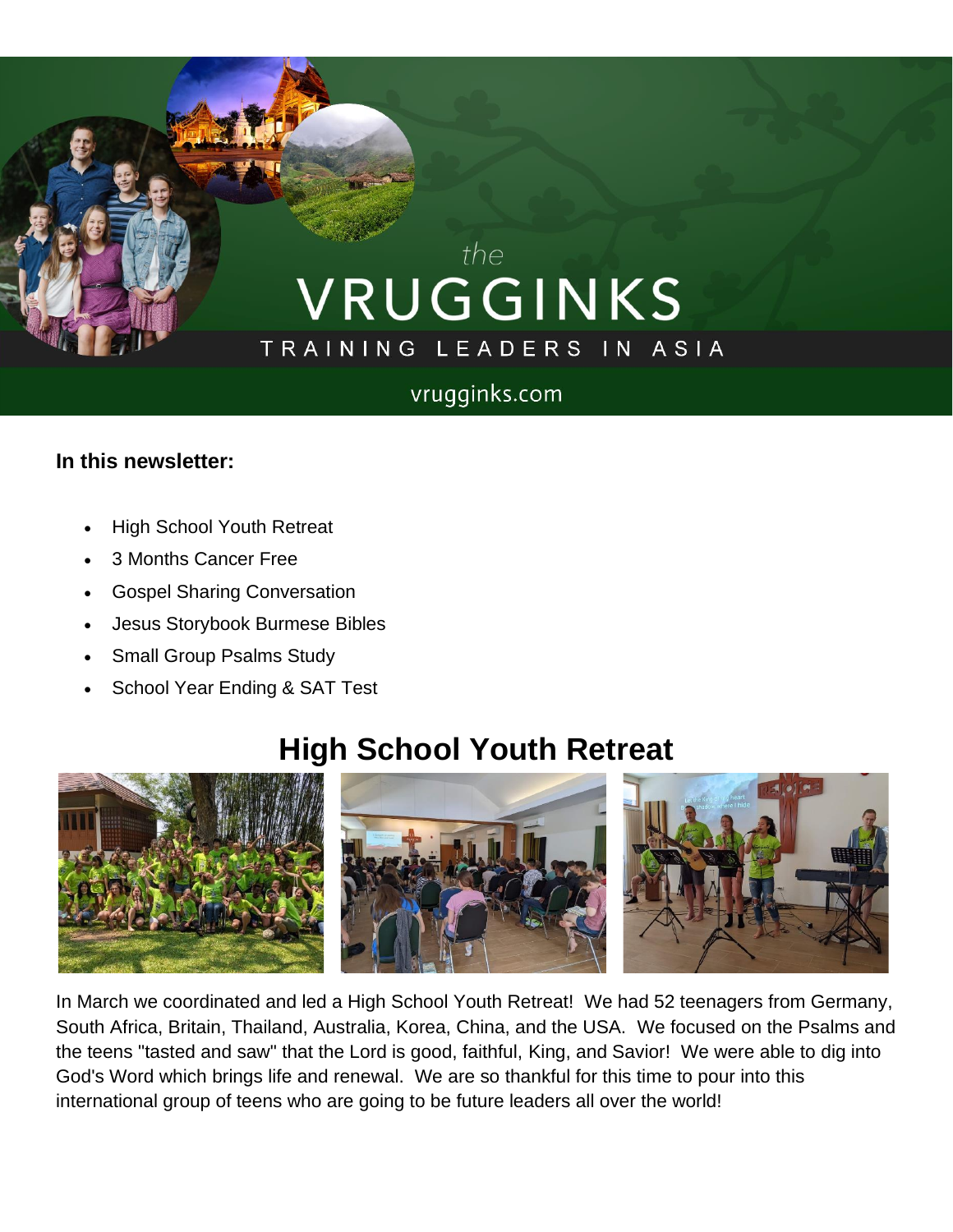# the VRUGGINKS

TRAINING LEADERS IN ASIA

vrugginks.com

**In this newsletter:**

- High School Youth Retreat
- 3 Months Cancer Free
- Gospel Sharing Conversation
- Jesus Storybook Burmese Bibles
- Small Group Psalms Study
- School Year Ending & SAT Test

## High School Youth Retreat

In March we coordinated and led a High School Youth Retreat! We had 52 teenagers from Germany, South Africa, Britain, Thailand, Australia, Korea, China, and the USA. We focused on the Psalms and the teens "tasted and saw" that the Lord is good, faithful, King, and Savior! We were able to dig into God's Word which brings life and renewal. We are so thankful for this time to pour into this international group of teens who are going to be future leaders all over the world!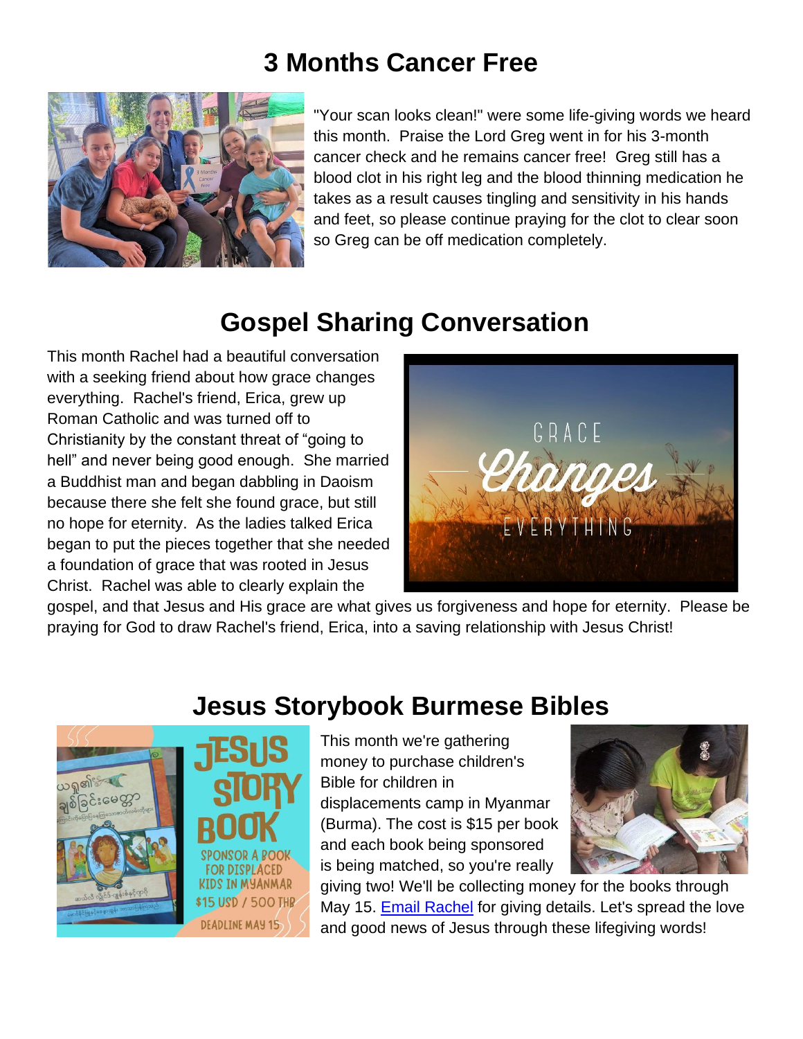## 3 Months Cancer Free

"Your scan looks clean!" were some life-giving words we heard this month. Praise the Lord Greg went in for his 3-month cancer check and he remains cancer free! Greg still has a blood clot in his right leg and the blood thinning medication he takes as a result causes tingling and sensitivity in his hands and feet, so please continue praying for the clot to clear soon so Greg can be off medication completely.

## Gospel Sharing Conversation

This month Rachel had a beautiful conversation with a seeking friend about how grace changes everything. Rachel's friend, Erica, grew up Roman Catholic and was turned off to Christianity by the constant threat of "going to hell" and never being good enough. She married a Buddhist man and began dabbling in Daoism because there she felt she found grace, but still no hope for eternity. As the ladies talked Erica began to put the pieces together that she needed a foundation of grace that was rooted in Jesus Christ. Rachel was able to clearly explain the gospel, and that Jesus and His grace are what gives us forgiveness and hope for eternity. Please be praying for God to draw Rachel's friend, Erica, into a saving relationship with Jesus Christ!

## Jesus Storybook Burmese Bibles

This month we're gathering money to purchase children's Bible for children in displacements camp in Myanmar (Burma). The cost is $15 per book and each book being sponsored is being matched, so you're really giving two! We'll be collecting money for the books through May 15. [Email Rachel] for giving details. Let's spread the love and good news of Jesus through these lifegiving words!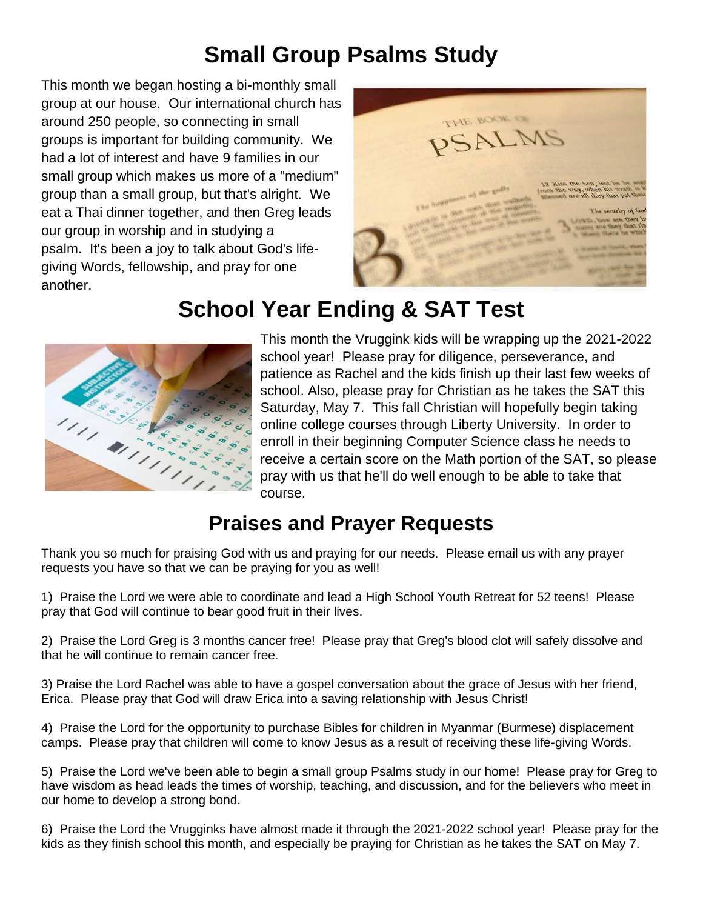# Small Group Psalms Study

This month we began hosting a bi-monthly small group at our house. Our international church has around 250 people, so connecting in small groups is important for building community. We had a lot of interest and have 9 families in our small group which makes us more of a "medium" group than a small group, but that's alright. We eat a Thai dinner together, and then Greg leads our group in worship and in studying a psalm. It's been a joy to talk about God's life-giving Words, fellowship, and pray for one another.

# School Year Ending & SAT Test

This month the Vruggink kids will be wrapping up the 2021-2022 school year! Please pray for diligence, perseverance, and patience as Rachel and the kids finish up their last few weeks of school. Also, please pray for Christian as he takes the SAT this Saturday, May 7. This fall Christian will hopefully begin taking online college courses through Liberty University. In order to enroll in their beginning Computer Science class he needs to receive a certain score on the Math portion of the SAT, so please pray with us that he'll do well enough to be able to take that course.

## Praises and Prayer Requests

Thank you so much for praising God with us and praying for our needs. Please email us with any prayer requests you have so that we can be praying for you as well!

1) Praise the Lord we were able to coordinate and lead a High School Youth Retreat for 52 teens! Please pray that God will continue to bear good fruit in their lives.

2) Praise the Lord Greg is 3 months cancer free! Please pray that Greg's blood clot will safely dissolve and that he will continue to remain cancer free.

3) Praise the Lord Rachel was able to have a gospel conversation about the grace of Jesus with her friend, Erica. Please pray that God will draw Erica into a saving relationship with Jesus Christ!

4) Praise the Lord for the opportunity to purchase Bibles for children in Myanmar (Burmese) displacement camps. Please pray that children will come to know Jesus as a result of receiving these life-giving Words.

5) Praise the Lord we've been able to begin a small group Psalms study in our home! Please pray for Greg to have wisdom as head leads the times of worship, teaching, and discussion, and for the believers who meet in our home to develop a strong bond.

6) Praise the Lord the Vrugginks have almost made it through the 2021-2022 school year! Please pray for the kids as they finish school this month, and especially be praying for Christian as he takes the SAT on May 7.